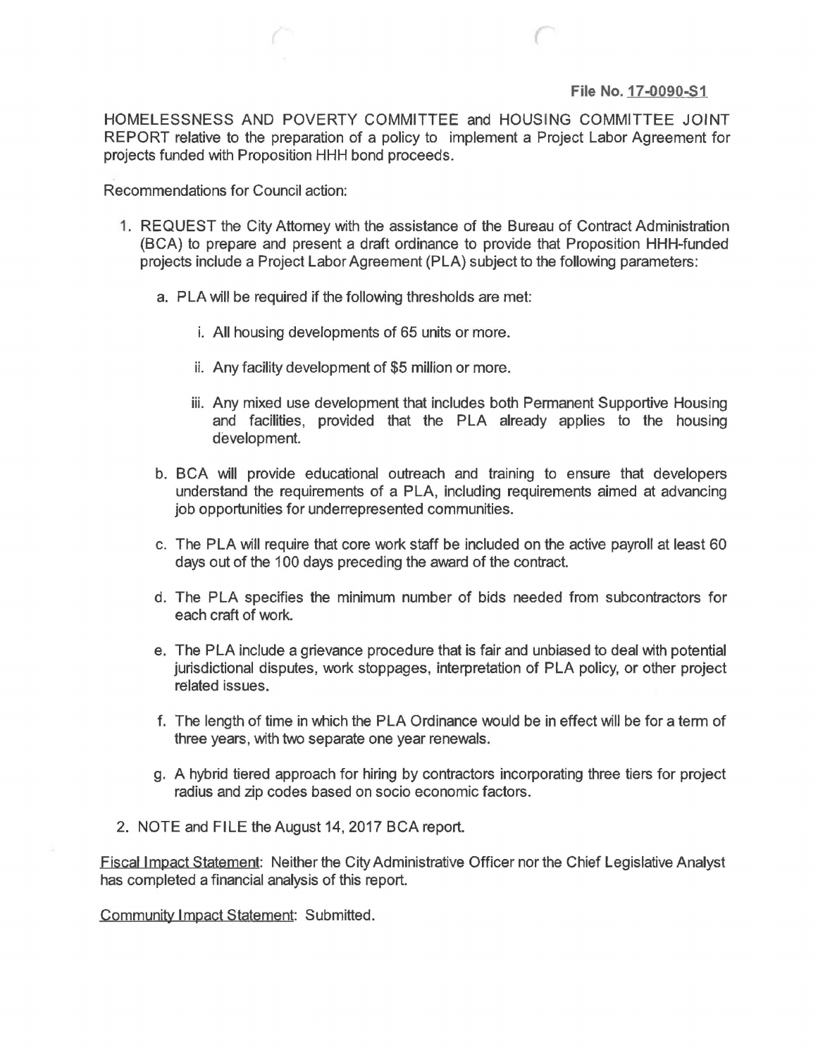**File No. 17-0090-S1**

HOMELESSNESS AND POVERTY COMMITTEE and HOUSING COMMITTEE JOINT REPORT relative to the preparation of a policy to implement a Project Labor Agreement for projects funded with Proposition HHH bond proceeds.

Recommendations for Council action:

1. REQUEST the City Attorney with the assistance of the Bureau of Contract Administration (BCA) to prepare and present a draft ordinance to provide that Proposition HHH-funded projects include a Project Labor Agreement (PLA) subject to the following parameters:

   a. PLA will be required if the following thresholds are met:

      i. All housing developments of 65 units or more.

      ii. Any facility development of $5 million or more.

      iii. Any mixed use development that includes both Permanent Supportive Housing and facilities, provided that the PLA already applies to the housing development.

   b. BCA will provide educational outreach and training to ensure that developers understand the requirements of a PLA, including requirements aimed at advancing job opportunities for underrepresented communities.

   c. The PLA will require that core work staff be included on the active payroll at least 60 days out of the 100 days preceding the award of the contract.

   d. The PLA specifies the minimum number of bids needed from subcontractors for each craft of work.

   e. The PLA include a grievance procedure that is fair and unbiased to deal with potential jurisdictional disputes, work stoppages, interpretation of PLA policy, or other project related issues.

   f. The length of time in which the PLA Ordinance would be in effect will be for a term of three years, with two separate one year renewals.

   g. A hybrid tiered approach for hiring by contractors incorporating three tiers for project radius and zip codes based on socio economic factors.

2. NOTE and FILE the August 14, 2017 BCA report.

Fiscal Impact Statement: Neither the City Administrative Officer nor the Chief Legislative Analyst has completed a financial analysis of this report.

Community Impact Statement: Submitted.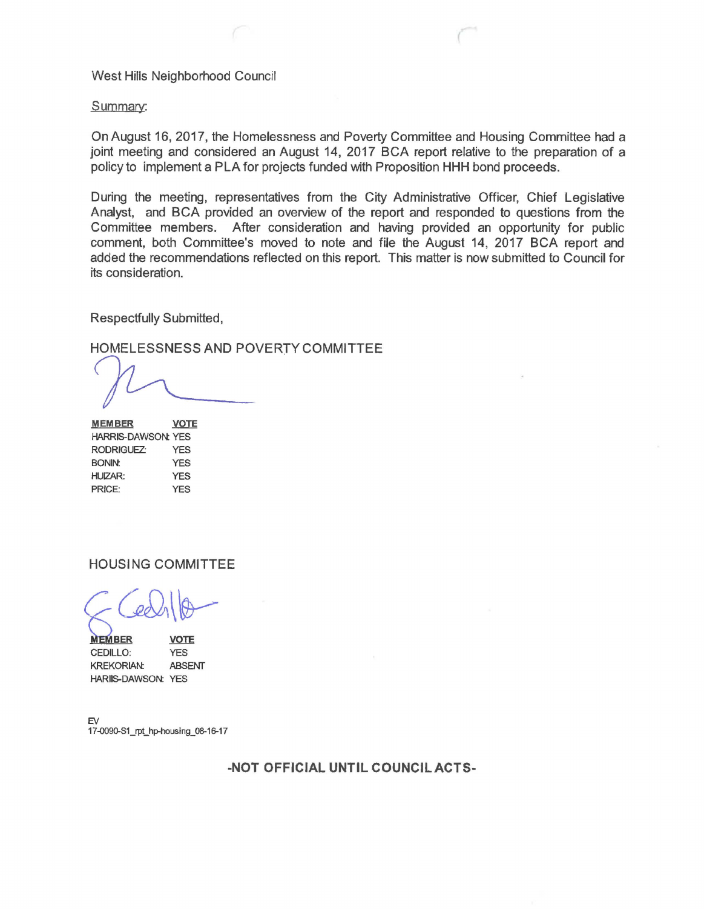West Hills Neighborhood Council

Summary:

On August 16, 2017, the Homelessness and Poverty Committee and Housing Committee had a joint meeting and considered an August 14, 2017 BCA report relative to the preparation of a policy to implement a PLA for projects funded with Proposition HHH bond proceeds.

During the meeting, representatives from the City Administrative Officer, Chief Legislative Analyst, and BCA provided an overview of the report and responded to questions from the Committee members. After consideration and having provided an opportunity for public comment, both Committee's moved to note and file the August 14, 2017 BCA report and added the recommendations reflected on this report. This matter is now submitted to Council for its consideration.

Respectfully Submitted,

HOMELESSNESS AND POVERTY COMMITTEE

| MEMBER | VOTE |
|---|---|
| HARRIS-DAWSON: | YES |
| RODRIGUEZ: | YES |
| BONIN: | YES |
| HUIZAR: | YES |
| PRICE: | YES |

HOUSING COMMITTEE

| MEMBER | VOTE |
|---|---|
| CEDILLO: | YES |
| KREKORIAN: | ABSENT |
| HARIIS-DAWSON: | YES |

EV
17-0090-S1_rpt_hp-housing_08-16-17

**-NOT OFFICIAL UNTIL COUNCIL ACTS-**